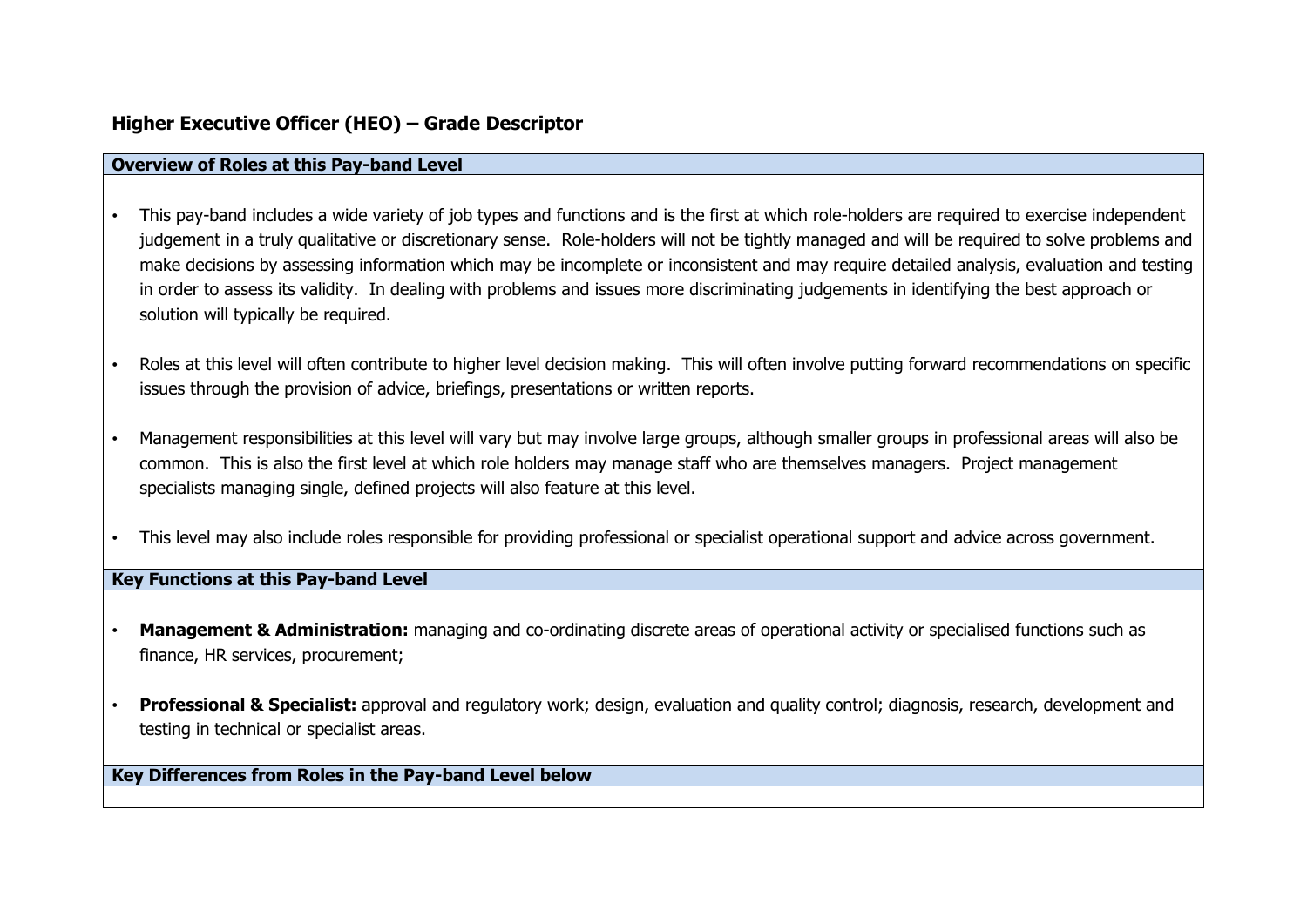# Higher Executive Officer (HEO) – Grade Descriptor

## Overview of Roles at this Pay-band Level

- This pay-band includes a wide variety of job types and functions and is the first at which role-holders are required to exercise independent judgement in a truly qualitative or discretionary sense. Role-holders will not be tightly managed and will be required to solve problems and make decisions by assessing information which may be incomplete or inconsistent and may require detailed analysis, evaluation and testing in order to assess its validity. In dealing with problems and issues more discriminating judgements in identifying the best approach or solution will typically be required.

- Roles at this level will often contribute to higher level decision making. This will often involve putting forward recommendations on specific issues through the provision of advice, briefings, presentations or written reports.

- Management responsibilities at this level will vary but may involve large groups, although smaller groups in professional areas will also be common. This is also the first level at which role holders may manage staff who are themselves managers. Project management specialists managing single, defined projects will also feature at this level.

- This level may also include roles responsible for providing professional or specialist operational support and advice across government.

## Key Functions at this Pay-band Level

- **Management & Administration:** managing and co-ordinating discrete areas of operational activity or specialised functions such as finance, HR services, procurement;

- **Professional & Specialist:** approval and regulatory work; design, evaluation and quality control; diagnosis, research, development and testing in technical or specialist areas.

## Key Differences from Roles in the Pay-band Level below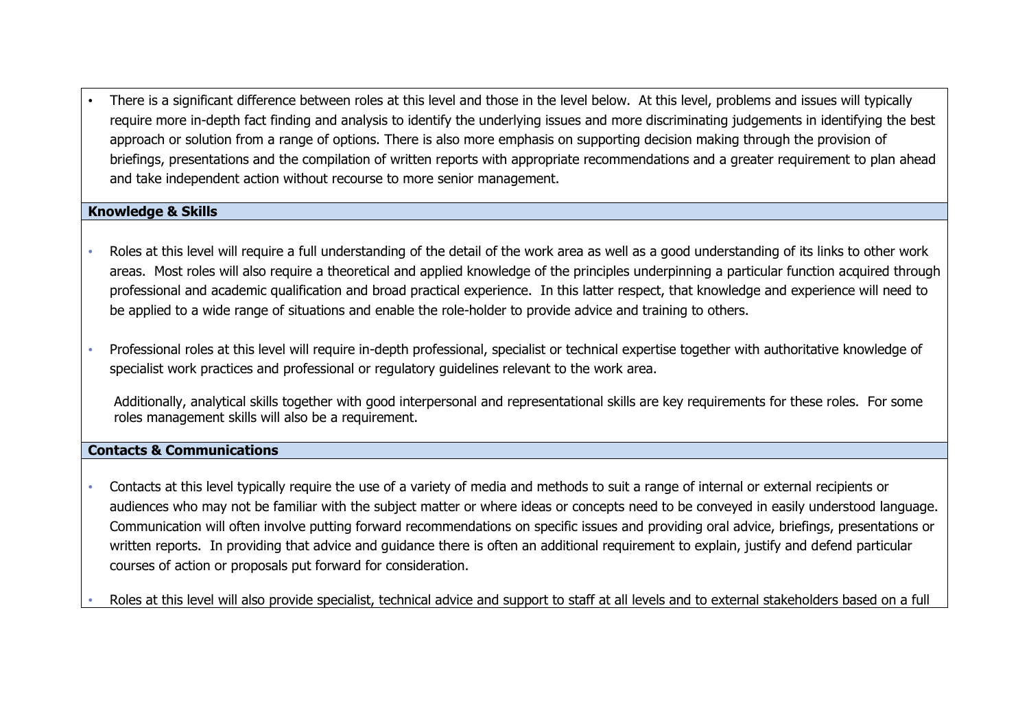- There is a significant difference between roles at this level and those in the level below. At this level, problems and issues will typically require more in-depth fact finding and analysis to identify the underlying issues and more discriminating judgements in identifying the best approach or solution from a range of options. There is also more emphasis on supporting decision making through the provision of briefings, presentations and the compilation of written reports with appropriate recommendations and a greater requirement to plan ahead and take independent action without recourse to more senior management.

**Knowledge & Skills**

- Roles at this level will require a full understanding of the detail of the work area as well as a good understanding of its links to other work areas. Most roles will also require a theoretical and applied knowledge of the principles underpinning a particular function acquired through professional and academic qualification and broad practical experience. In this latter respect, that knowledge and experience will need to be applied to a wide range of situations and enable the role-holder to provide advice and training to others.

- Professional roles at this level will require in-depth professional, specialist or technical expertise together with authoritative knowledge of specialist work practices and professional or regulatory guidelines relevant to the work area.

  Additionally, analytical skills together with good interpersonal and representational skills are key requirements for these roles. For some roles management skills will also be a requirement.

**Contacts & Communications**

- Contacts at this level typically require the use of a variety of media and methods to suit a range of internal or external recipients or audiences who may not be familiar with the subject matter or where ideas or concepts need to be conveyed in easily understood language. Communication will often involve putting forward recommendations on specific issues and providing oral advice, briefings, presentations or written reports. In providing that advice and guidance there is often an additional requirement to explain, justify and defend particular courses of action or proposals put forward for consideration.

- Roles at this level will also provide specialist, technical advice and support to staff at all levels and to external stakeholders based on a full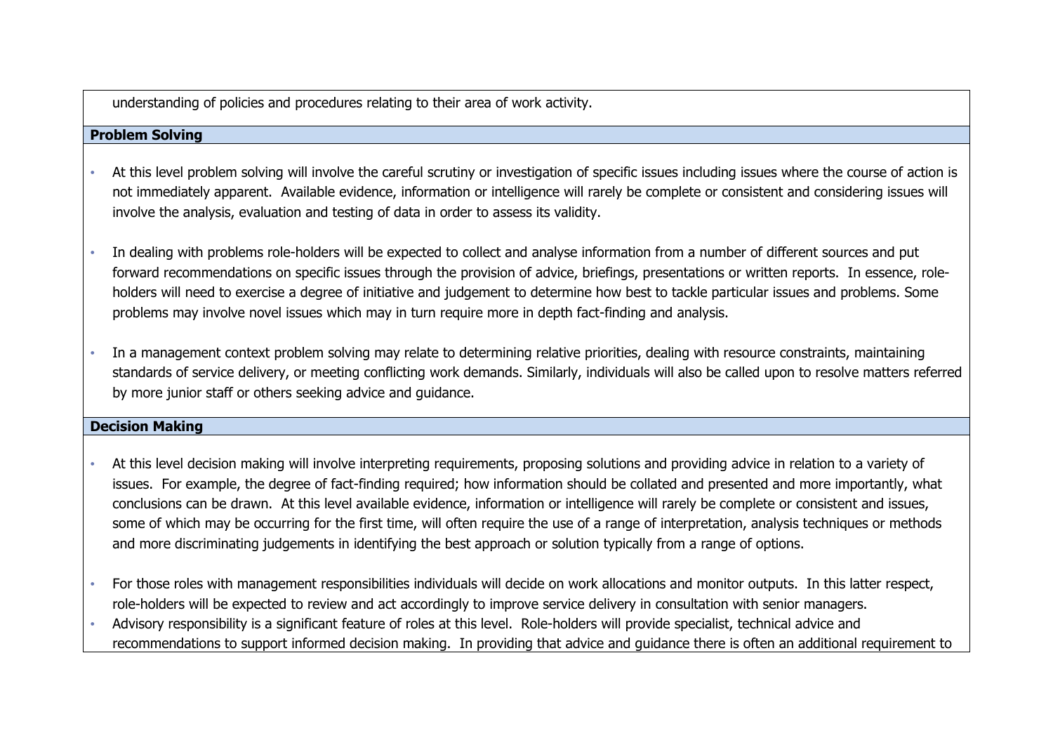understanding of policies and procedures relating to their area of work activity.

**Problem Solving**

- At this level problem solving will involve the careful scrutiny or investigation of specific issues including issues where the course of action is not immediately apparent. Available evidence, information or intelligence will rarely be complete or consistent and considering issues will involve the analysis, evaluation and testing of data in order to assess its validity.

- In dealing with problems role-holders will be expected to collect and analyse information from a number of different sources and put forward recommendations on specific issues through the provision of advice, briefings, presentations or written reports. In essence, role-holders will need to exercise a degree of initiative and judgement to determine how best to tackle particular issues and problems. Some problems may involve novel issues which may in turn require more in depth fact-finding and analysis.

- In a management context problem solving may relate to determining relative priorities, dealing with resource constraints, maintaining standards of service delivery, or meeting conflicting work demands. Similarly, individuals will also be called upon to resolve matters referred by more junior staff or others seeking advice and guidance.

**Decision Making**

- At this level decision making will involve interpreting requirements, proposing solutions and providing advice in relation to a variety of issues. For example, the degree of fact-finding required; how information should be collated and presented and more importantly, what conclusions can be drawn. At this level available evidence, information or intelligence will rarely be complete or consistent and issues, some of which may be occurring for the first time, will often require the use of a range of interpretation, analysis techniques or methods and more discriminating judgements in identifying the best approach or solution typically from a range of options.

- For those roles with management responsibilities individuals will decide on work allocations and monitor outputs. In this latter respect, role-holders will be expected to review and act accordingly to improve service delivery in consultation with senior managers.
- Advisory responsibility is a significant feature of roles at this level. Role-holders will provide specialist, technical advice and recommendations to support informed decision making. In providing that advice and guidance there is often an additional requirement to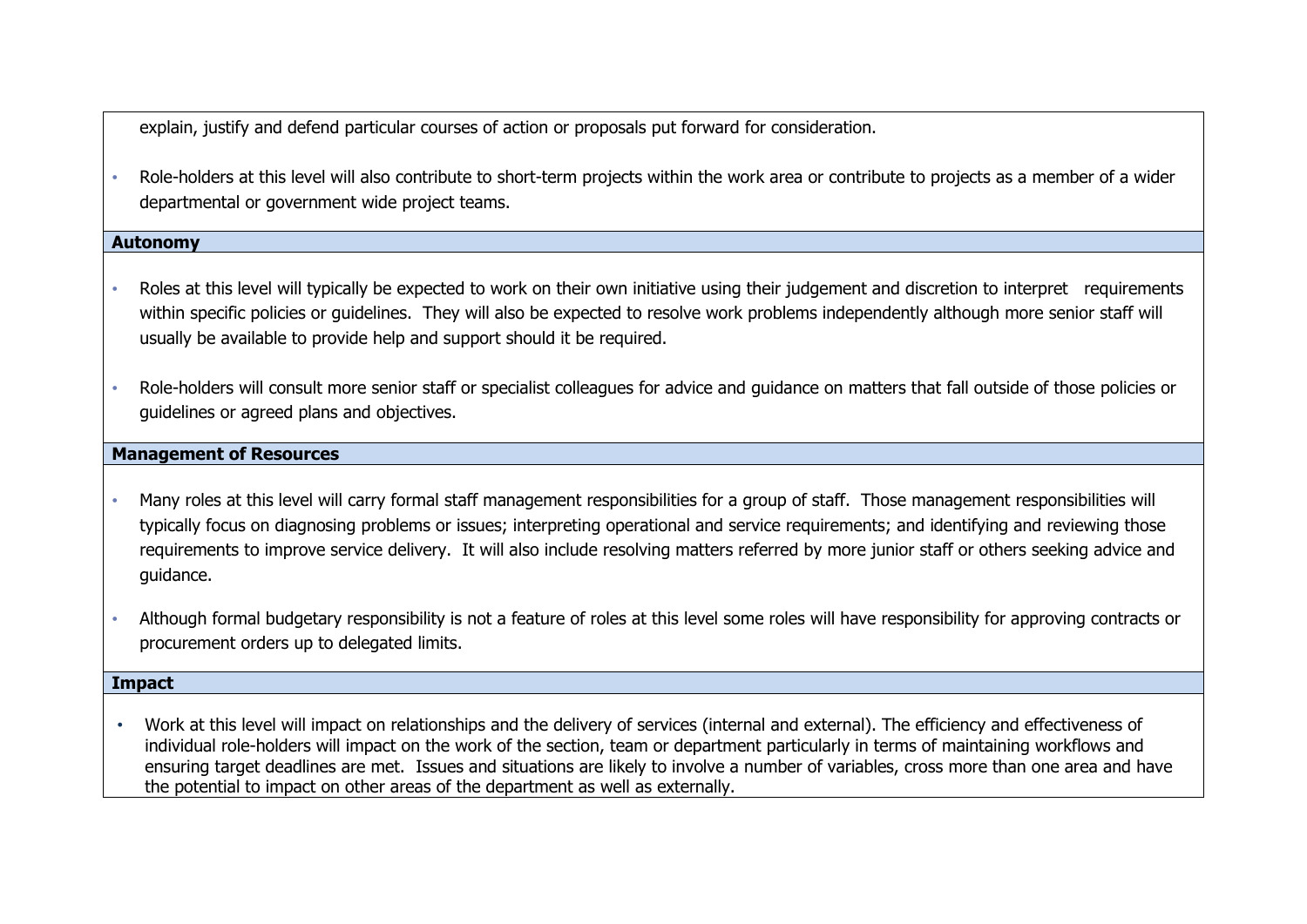explain, justify and defend particular courses of action or proposals put forward for consideration.

- Role-holders at this level will also contribute to short-term projects within the work area or contribute to projects as a member of a wider departmental or government wide project teams.

**Autonomy**

- Roles at this level will typically be expected to work on their own initiative using their judgement and discretion to interpret requirements within specific policies or guidelines. They will also be expected to resolve work problems independently although more senior staff will usually be available to provide help and support should it be required.
- Role-holders will consult more senior staff or specialist colleagues for advice and guidance on matters that fall outside of those policies or guidelines or agreed plans and objectives.

**Management of Resources**

- Many roles at this level will carry formal staff management responsibilities for a group of staff. Those management responsibilities will typically focus on diagnosing problems or issues; interpreting operational and service requirements; and identifying and reviewing those requirements to improve service delivery. It will also include resolving matters referred by more junior staff or others seeking advice and guidance.
- Although formal budgetary responsibility is not a feature of roles at this level some roles will have responsibility for approving contracts or procurement orders up to delegated limits.

**Impact**

- Work at this level will impact on relationships and the delivery of services (internal and external). The efficiency and effectiveness of individual role-holders will impact on the work of the section, team or department particularly in terms of maintaining workflows and ensuring target deadlines are met. Issues and situations are likely to involve a number of variables, cross more than one area and have the potential to impact on other areas of the department as well as externally.